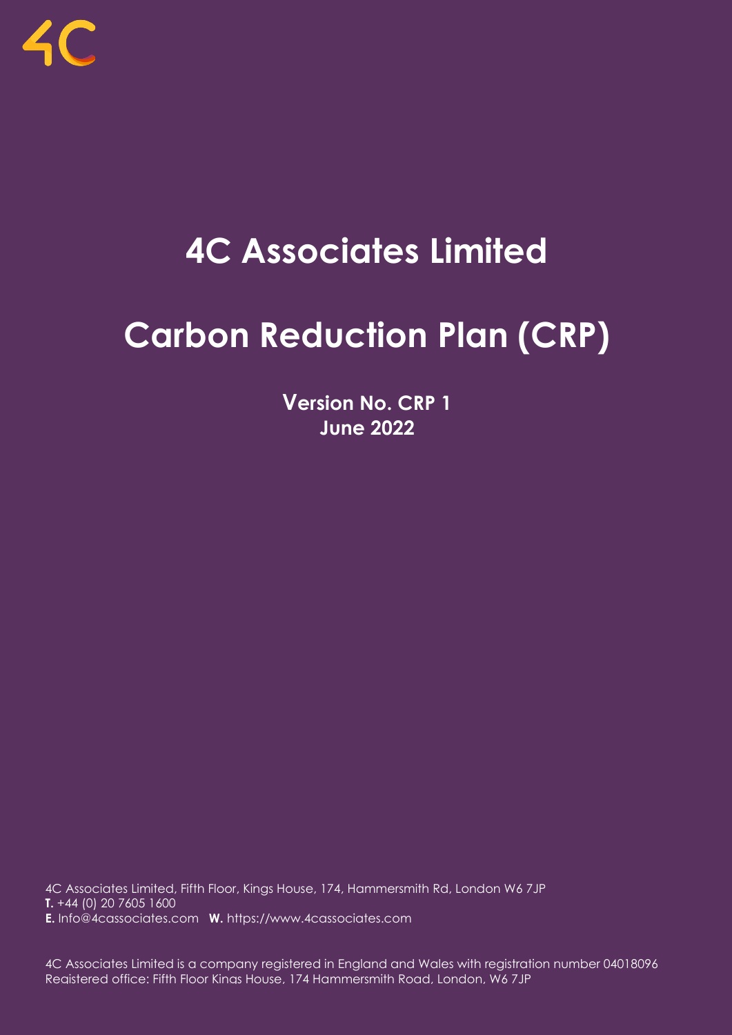4C

# 4C Associates Limited

# Carbon Reduction Plan (CRP)

**Version No. CRP 1**
**June 2022**

4C Associates Limited, Fifth Floor, Kings House, 174, Hammersmith Rd, London W6 7JP
**T.** +44 (0) 20 7605 1600
**E.** Info@4cassociates.com **W.** https://www.4cassociates.com

4C Associates Limited is a company registered in England and Wales with registration number 04018096
Registered office: Fifth Floor Kings House, 174 Hammersmith Road, London, W6 7JP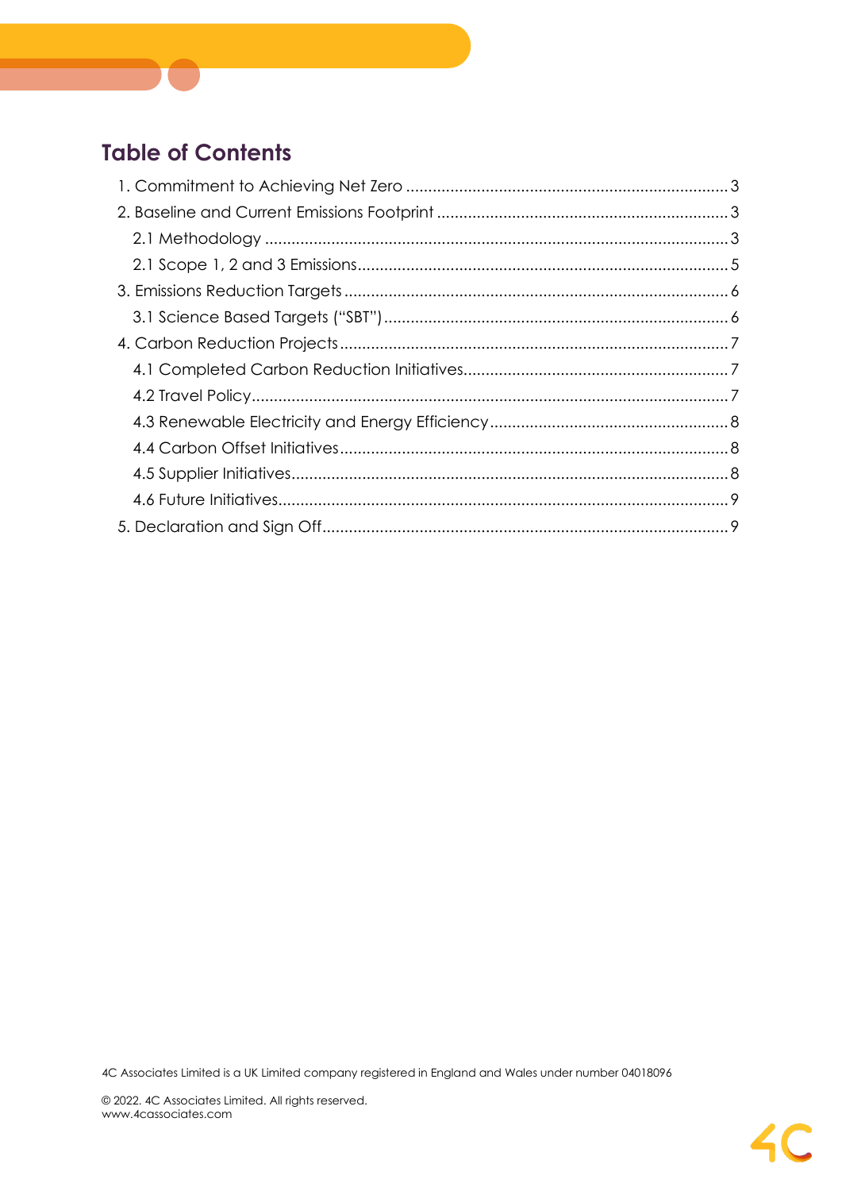## Table of Contents

1. Commitment to Achieving Net Zero ........................................................................ 3
2. Baseline and Current Emissions Footprint .................................................................. 3
    - 2.1 Methodology ........................................................................................................ 3
    - 2.1 Scope 1, 2 and 3 Emissions.................................................................................... 5
3. Emissions Reduction Targets ....................................................................................... 6
    - 3.1 Science Based Targets (“SBT”) .............................................................................. 6
4. Carbon Reduction Projects ........................................................................................ 7
    - 4.1 Completed Carbon Reduction Initiatives............................................................ 7
    - 4.2 Travel Policy............................................................................................................ 7
    - 4.3 Renewable Electricity and Energy Efficiency...................................................... 8
    - 4.4 Carbon Offset Initiatives........................................................................................ 8
    - 4.5 Supplier Initiatives................................................................................................... 8
    - 4.6 Future Initiatives...................................................................................................... 9
5. Declaration and Sign Off............................................................................................ 9

4C Associates Limited is a UK Limited company registered in England and Wales under number 04018096

© 2022. 4C Associates Limited. All rights reserved.
www.4cassociates.com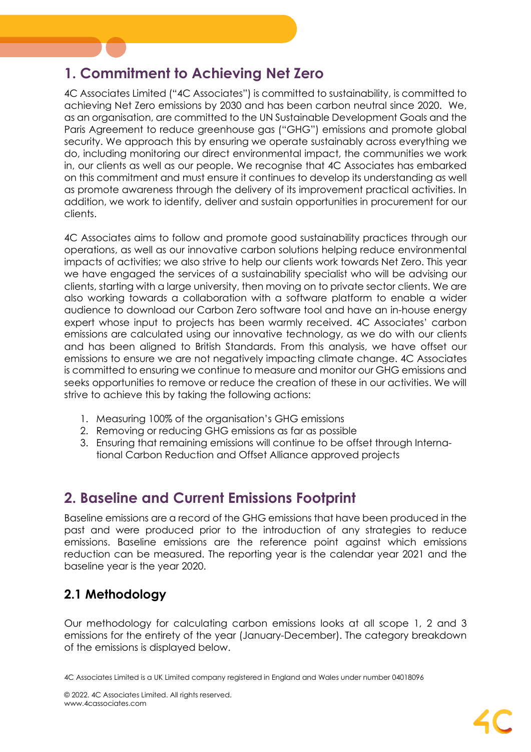## 1. Commitment to Achieving Net Zero

4C Associates Limited ("4C Associates") is committed to sustainability, is committed to achieving Net Zero emissions by 2030 and has been carbon neutral since 2020. We, as an organisation, are committed to the UN Sustainable Development Goals and the Paris Agreement to reduce greenhouse gas ("GHG") emissions and promote global security. We approach this by ensuring we operate sustainably across everything we do, including monitoring our direct environmental impact, the communities we work in, our clients as well as our people. We recognise that 4C Associates has embarked on this commitment and must ensure it continues to develop its understanding as well as promote awareness through the delivery of its improvement practical activities. In addition, we work to identify, deliver and sustain opportunities in procurement for our clients.

4C Associates aims to follow and promote good sustainability practices through our operations, as well as our innovative carbon solutions helping reduce environmental impacts of activities; we also strive to help our clients work towards Net Zero. This year we have engaged the services of a sustainability specialist who will be advising our clients, starting with a large university, then moving on to private sector clients. We are also working towards a collaboration with a software platform to enable a wider audience to download our Carbon Zero software tool and have an in-house energy expert whose input to projects has been warmly received. 4C Associates' carbon emissions are calculated using our innovative technology, as we do with our clients and has been aligned to British Standards. From this analysis, we have offset our emissions to ensure we are not negatively impacting climate change. 4C Associates is committed to ensuring we continue to measure and monitor our GHG emissions and seeks opportunities to remove or reduce the creation of these in our activities. We will strive to achieve this by taking the following actions:

1. Measuring 100% of the organisation's GHG emissions
2. Removing or reducing GHG emissions as far as possible
3. Ensuring that remaining emissions will continue to be offset through International Carbon Reduction and Offset Alliance approved projects

## 2. Baseline and Current Emissions Footprint

Baseline emissions are a record of the GHG emissions that have been produced in the past and were produced prior to the introduction of any strategies to reduce emissions. Baseline emissions are the reference point against which emissions reduction can be measured. The reporting year is the calendar year 2021 and the baseline year is the year 2020.

### 2.1 Methodology

Our methodology for calculating carbon emissions looks at all scope 1, 2 and 3 emissions for the entirety of the year (January-December). The category breakdown of the emissions is displayed below.

4C Associates Limited is a UK Limited company registered in England and Wales under number 04018096

© 2022. 4C Associates Limited. All rights reserved.
www.4cassociates.com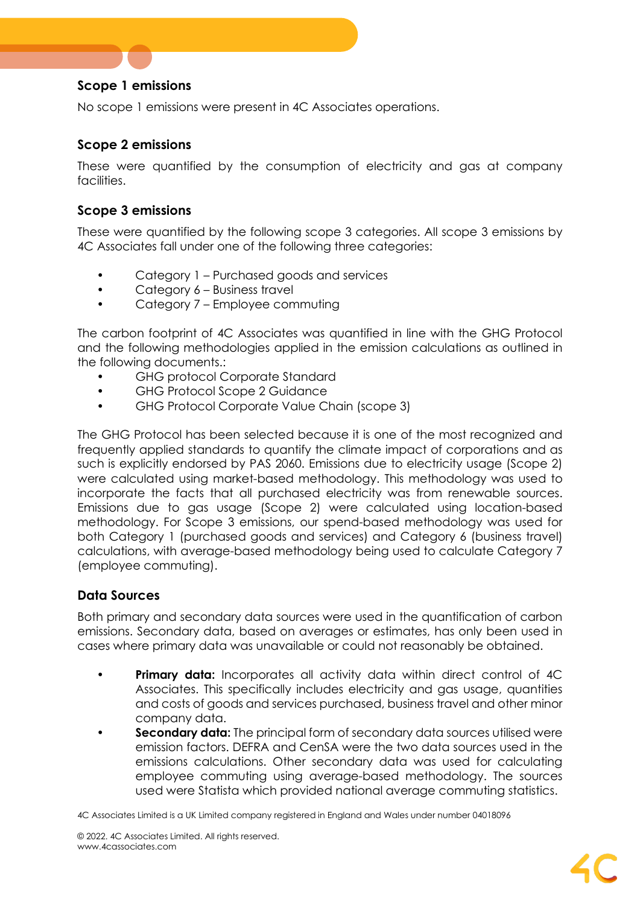### Scope 1 emissions

No scope 1 emissions were present in 4C Associates operations.

### Scope 2 emissions

These were quantified by the consumption of electricity and gas at company facilities.

### Scope 3 emissions

These were quantified by the following scope 3 categories. All scope 3 emissions by 4C Associates fall under one of the following three categories:

- Category 1 – Purchased goods and services
- Category 6 – Business travel
- Category 7 – Employee commuting

The carbon footprint of 4C Associates was quantified in line with the GHG Protocol and the following methodologies applied in the emission calculations as outlined in the following documents.:

- GHG protocol Corporate Standard
- GHG Protocol Scope 2 Guidance
- GHG Protocol Corporate Value Chain (scope 3)

The GHG Protocol has been selected because it is one of the most recognized and frequently applied standards to quantify the climate impact of corporations and as such is explicitly endorsed by PAS 2060. Emissions due to electricity usage (Scope 2) were calculated using market-based methodology. This methodology was used to incorporate the facts that all purchased electricity was from renewable sources. Emissions due to gas usage (Scope 2) were calculated using location-based methodology. For Scope 3 emissions, our spend-based methodology was used for both Category 1 (purchased goods and services) and Category 6 (business travel) calculations, with average-based methodology being used to calculate Category 7 (employee commuting).

### Data Sources

Both primary and secondary data sources were used in the quantification of carbon emissions. Secondary data, based on averages or estimates, has only been used in cases where primary data was unavailable or could not reasonably be obtained.

- **Primary data:** Incorporates all activity data within direct control of 4C Associates. This specifically includes electricity and gas usage, quantities and costs of goods and services purchased, business travel and other minor company data.
- **Secondary data:** The principal form of secondary data sources utilised were emission factors. DEFRA and CenSA were the two data sources used in the emissions calculations. Other secondary data was used for calculating employee commuting using average-based methodology. The sources used were Statista which provided national average commuting statistics.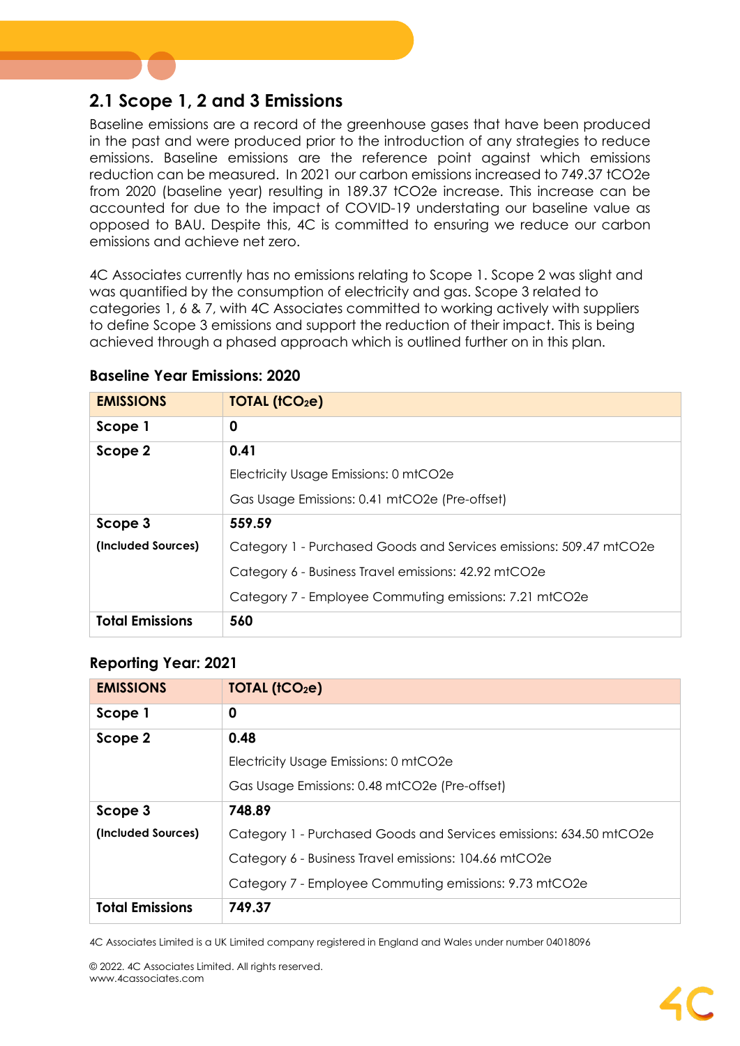## 2.1 Scope 1, 2 and 3 Emissions

Baseline emissions are a record of the greenhouse gases that have been produced in the past and were produced prior to the introduction of any strategies to reduce emissions. Baseline emissions are the reference point against which emissions reduction can be measured. In 2021 our carbon emissions increased to 749.37 tCO2e from 2020 (baseline year) resulting in 189.37 tCO2e increase. This increase can be accounted for due to the impact of COVID-19 understating our baseline value as opposed to BAU. Despite this, 4C is committed to ensuring we reduce our carbon emissions and achieve net zero.

4C Associates currently has no emissions relating to Scope 1. Scope 2 was slight and was quantified by the consumption of electricity and gas. Scope 3 related to categories 1, 6 & 7, with 4C Associates committed to working actively with suppliers to define Scope 3 emissions and support the reduction of their impact. This is being achieved through a phased approach which is outlined further on in this plan.

**Baseline Year Emissions: 2020**

| EMISSIONS | TOTAL ($tCO_2e$) |
|---|---|
| **Scope 1** | **0** |
| **Scope 2** | **0.41** |
| | Electricity Usage Emissions: 0 mtCO2e |
| | Gas Usage Emissions: 0.41 mtCO2e (Pre-offset) |
| **Scope 3** | **559.59** |
| **(Included Sources)** | Category 1 - Purchased Goods and Services emissions: 509.47 mtCO2e |
| | Category 6 - Business Travel emissions: 42.92 mtCO2e |
| | Category 7 - Employee Commuting emissions: 7.21 mtCO2e |
| **Total Emissions** | **560** |

**Reporting Year: 2021**

| EMISSIONS | TOTAL ($tCO_2e$) |
|---|---|
| **Scope 1** | **0** |
| **Scope 2** | **0.48** |
| | Electricity Usage Emissions: 0 mtCO2e |
| | Gas Usage Emissions: 0.48 mtCO2e (Pre-offset) |
| **Scope 3** | **748.89** |
| **(Included Sources)** | Category 1 - Purchased Goods and Services emissions: 634.50 mtCO2e |
| | Category 6 - Business Travel emissions: 104.66 mtCO2e |
| | Category 7 - Employee Commuting emissions: 9.73 mtCO2e |
| **Total Emissions** | **749.37** |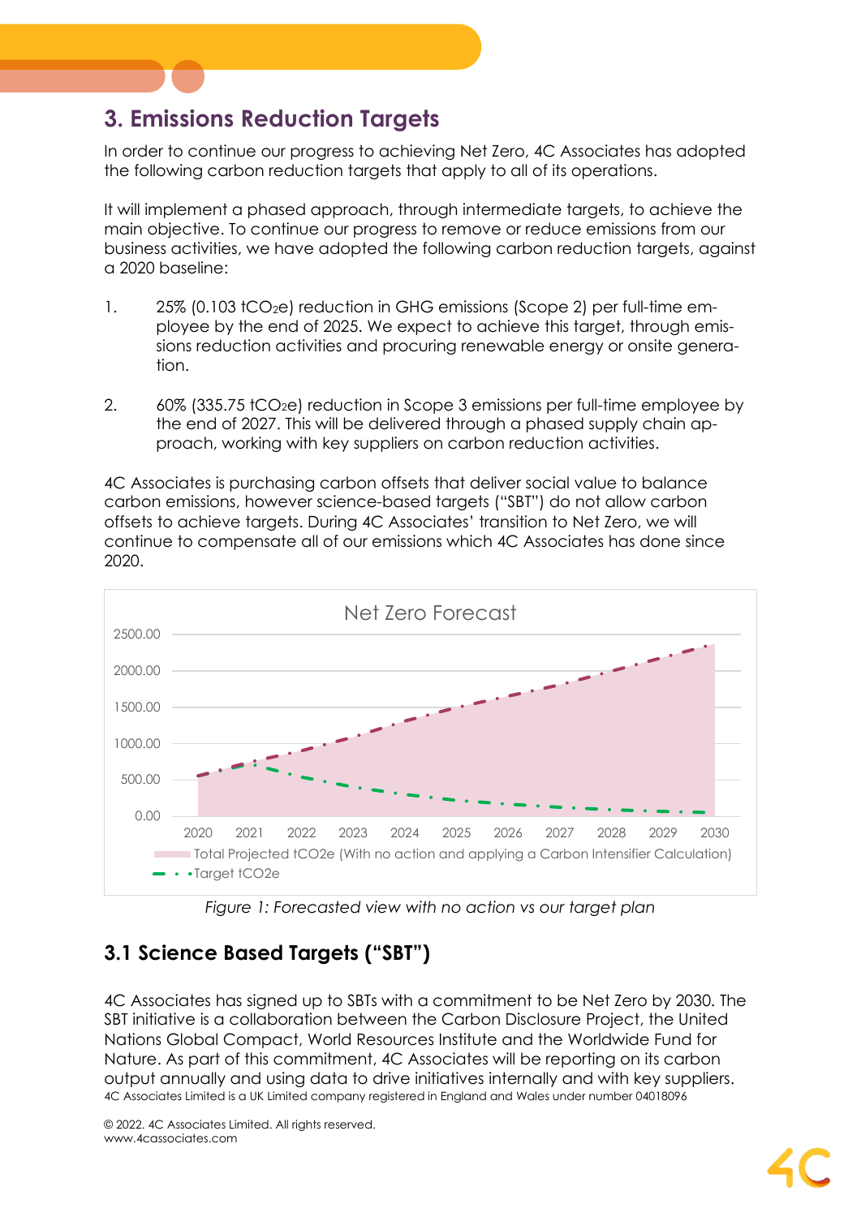# 3. Emissions Reduction Targets

In order to continue our progress to achieving Net Zero, 4C Associates has adopted the following carbon reduction targets that apply to all of its operations.

It will implement a phased approach, through intermediate targets, to achieve the main objective. To continue our progress to remove or reduce emissions from our business activities, we have adopted the following carbon reduction targets, against a 2020 baseline:

1. 25% (0.103 $tCO_2e$) reduction in GHG emissions (Scope 2) per full-time employee by the end of 2025. We expect to achieve this target, through emissions reduction activities and procuring renewable energy or onsite generation.

2. 60% (335.75 $tCO_2e$) reduction in Scope 3 emissions per full-time employee by the end of 2027. This will be delivered through a phased supply chain approach, working with key suppliers on carbon reduction activities.

4C Associates is purchasing carbon offsets that deliver social value to balance carbon emissions, however science-based targets ("SBT") do not allow carbon offsets to achieve targets. During 4C Associates' transition to Net Zero, we will continue to compensate all of our emissions which 4C Associates has done since 2020.

*Figure 1: Forecasted view with no action vs our target plan*

## 3.1 Science Based Targets ("SBT")

4C Associates has signed up to SBTs with a commitment to be Net Zero by 2030. The SBT initiative is a collaboration between the Carbon Disclosure Project, the United Nations Global Compact, World Resources Institute and the Worldwide Fund for Nature. As part of this commitment, 4C Associates will be reporting on its carbon output annually and using data to drive initiatives internally and with key suppliers.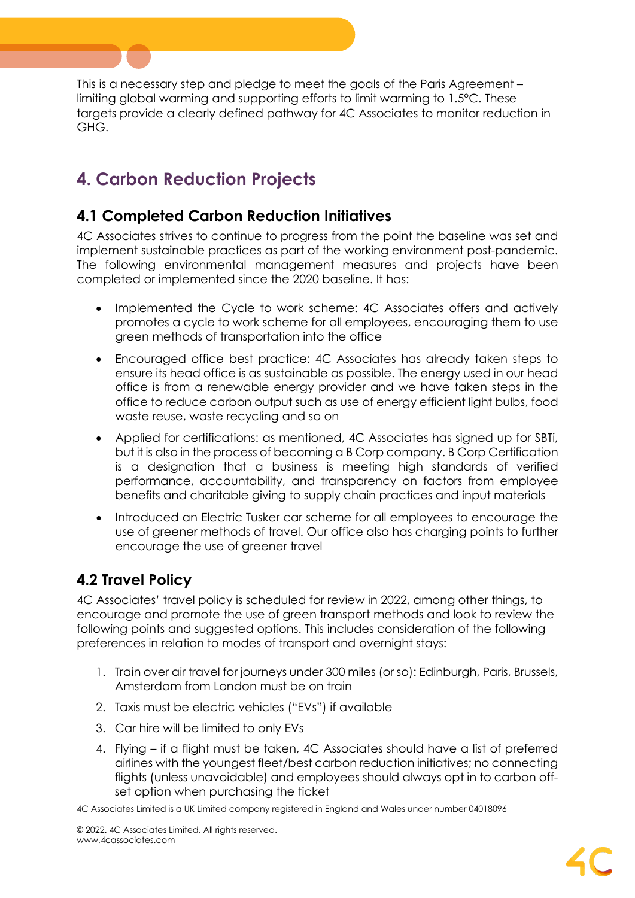This is a necessary step and pledge to meet the goals of the Paris Agreement – limiting global warming and supporting efforts to limit warming to 1.5°C. These targets provide a clearly defined pathway for 4C Associates to monitor reduction in GHG.

## 4. Carbon Reduction Projects

### 4.1 Completed Carbon Reduction Initiatives

4C Associates strives to continue to progress from the point the baseline was set and implement sustainable practices as part of the working environment post-pandemic. The following environmental management measures and projects have been completed or implemented since the 2020 baseline. It has:

- Implemented the Cycle to work scheme: 4C Associates offers and actively promotes a cycle to work scheme for all employees, encouraging them to use green methods of transportation into the office
- Encouraged office best practice: 4C Associates has already taken steps to ensure its head office is as sustainable as possible. The energy used in our head office is from a renewable energy provider and we have taken steps in the office to reduce carbon output such as use of energy efficient light bulbs, food waste reuse, waste recycling and so on
- Applied for certifications: as mentioned, 4C Associates has signed up for SBTi, but it is also in the process of becoming a B Corp company. B Corp Certification is a designation that a business is meeting high standards of verified performance, accountability, and transparency on factors from employee benefits and charitable giving to supply chain practices and input materials
- Introduced an Electric Tusker car scheme for all employees to encourage the use of greener methods of travel. Our office also has charging points to further encourage the use of greener travel

### 4.2 Travel Policy

4C Associates' travel policy is scheduled for review in 2022, among other things, to encourage and promote the use of green transport methods and look to review the following points and suggested options. This includes consideration of the following preferences in relation to modes of transport and overnight stays:

1. Train over air travel for journeys under 300 miles (or so): Edinburgh, Paris, Brussels, Amsterdam from London must be on train
2. Taxis must be electric vehicles ("EVs") if available
3. Car hire will be limited to only EVs
4. Flying – if a flight must be taken, 4C Associates should have a list of preferred airlines with the youngest fleet/best carbon reduction initiatives; no connecting flights (unless unavoidable) and employees should always opt in to carbon off-set option when purchasing the ticket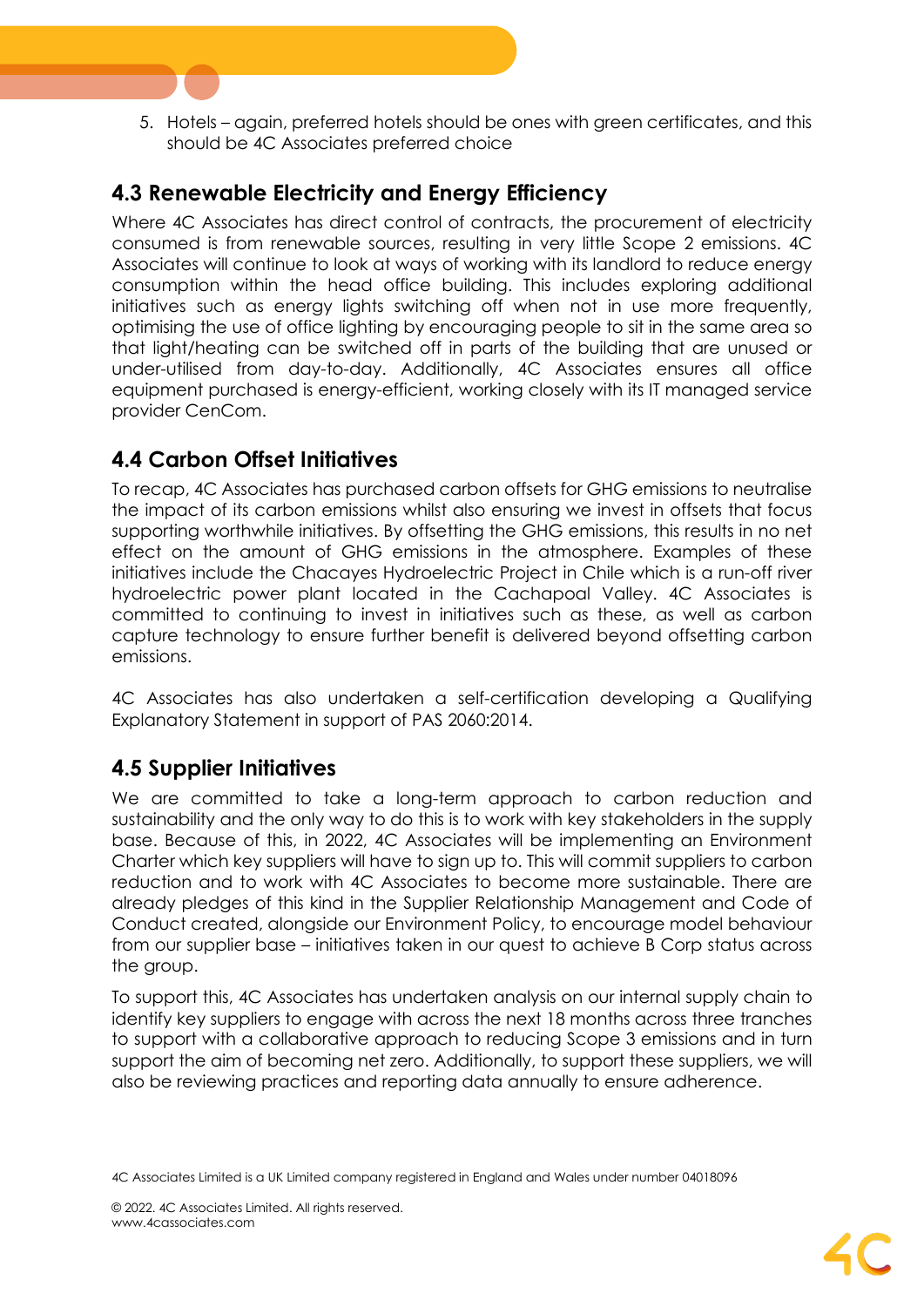5. Hotels – again, preferred hotels should be ones with green certificates, and this should be 4C Associates preferred choice

## 4.3 Renewable Electricity and Energy Efficiency

Where 4C Associates has direct control of contracts, the procurement of electricity consumed is from renewable sources, resulting in very little Scope 2 emissions. 4C Associates will continue to look at ways of working with its landlord to reduce energy consumption within the head office building. This includes exploring additional initiatives such as energy lights switching off when not in use more frequently, optimising the use of office lighting by encouraging people to sit in the same area so that light/heating can be switched off in parts of the building that are unused or under-utilised from day-to-day. Additionally, 4C Associates ensures all office equipment purchased is energy-efficient, working closely with its IT managed service provider CenCom.

## 4.4 Carbon Offset Initiatives

To recap, 4C Associates has purchased carbon offsets for GHG emissions to neutralise the impact of its carbon emissions whilst also ensuring we invest in offsets that focus supporting worthwhile initiatives. By offsetting the GHG emissions, this results in no net effect on the amount of GHG emissions in the atmosphere. Examples of these initiatives include the Chacayes Hydroelectric Project in Chile which is a run-off river hydroelectric power plant located in the Cachapoal Valley. 4C Associates is committed to continuing to invest in initiatives such as these, as well as carbon capture technology to ensure further benefit is delivered beyond offsetting carbon emissions.

4C Associates has also undertaken a self-certification developing a Qualifying Explanatory Statement in support of PAS 2060:2014.

## 4.5 Supplier Initiatives

We are committed to take a long-term approach to carbon reduction and sustainability and the only way to do this is to work with key stakeholders in the supply base. Because of this, in 2022, 4C Associates will be implementing an Environment Charter which key suppliers will have to sign up to. This will commit suppliers to carbon reduction and to work with 4C Associates to become more sustainable. There are already pledges of this kind in the Supplier Relationship Management and Code of Conduct created, alongside our Environment Policy, to encourage model behaviour from our supplier base – initiatives taken in our quest to achieve B Corp status across the group.

To support this, 4C Associates has undertaken analysis on our internal supply chain to identify key suppliers to engage with across the next 18 months across three tranches to support with a collaborative approach to reducing Scope 3 emissions and in turn support the aim of becoming net zero. Additionally, to support these suppliers, we will also be reviewing practices and reporting data annually to ensure adherence.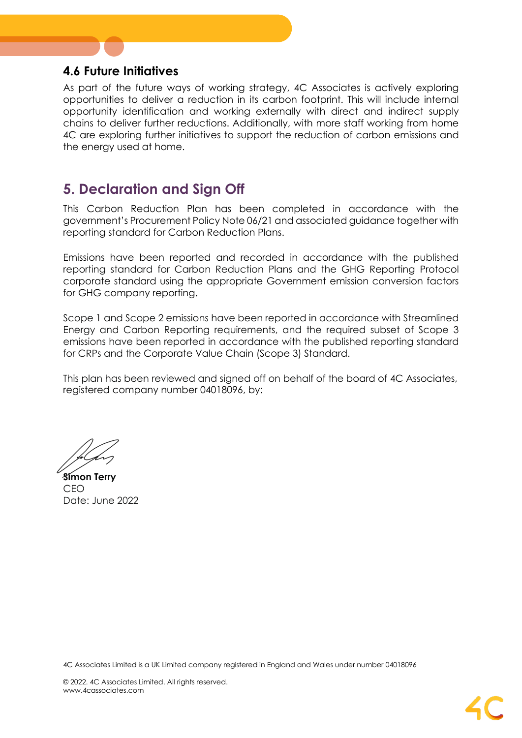### 4.6 Future Initiatives

As part of the future ways of working strategy, 4C Associates is actively exploring opportunities to deliver a reduction in its carbon footprint. This will include internal opportunity identification and working externally with direct and indirect supply chains to deliver further reductions. Additionally, with more staff working from home 4C are exploring further initiatives to support the reduction of carbon emissions and the energy used at home.

## 5. Declaration and Sign Off

This Carbon Reduction Plan has been completed in accordance with the government's Procurement Policy Note 06/21 and associated guidance together with reporting standard for Carbon Reduction Plans.

Emissions have been reported and recorded in accordance with the published reporting standard for Carbon Reduction Plans and the GHG Reporting Protocol corporate standard using the appropriate Government emission conversion factors for GHG company reporting.

Scope 1 and Scope 2 emissions have been reported in accordance with Streamlined Energy and Carbon Reporting requirements, and the required subset of Scope 3 emissions have been reported in accordance with the published reporting standard for CRPs and the Corporate Value Chain (Scope 3) Standard.

This plan has been reviewed and signed off on behalf of the board of 4C Associates, registered company number 04018096, by:

**Simon Terry**
CEO
Date: June 2022

4C Associates Limited is a UK Limited company registered in England and Wales under number 04018096

© 2022. 4C Associates Limited. All rights reserved.
www.4cassociates.com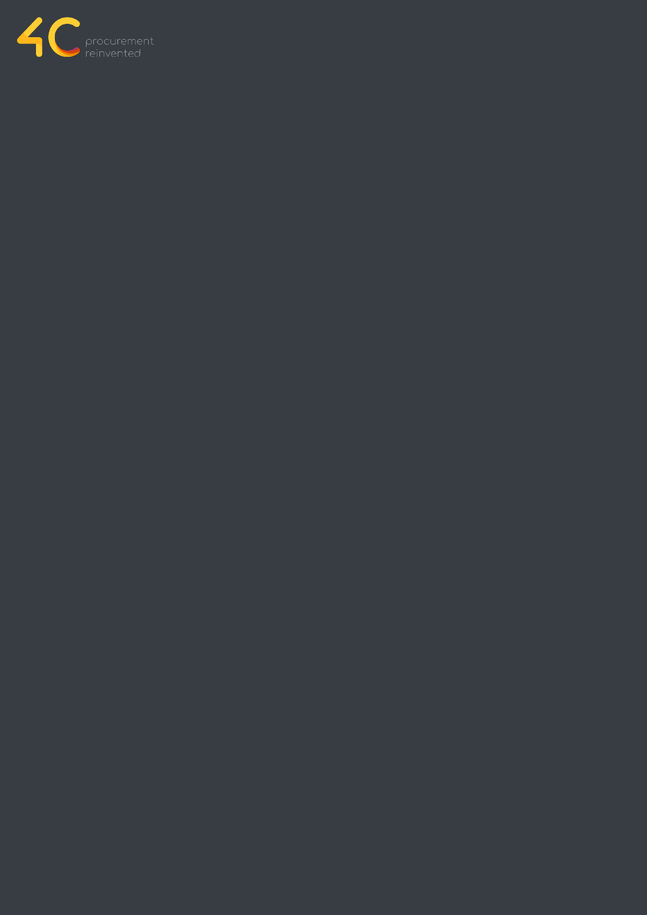procurement
reinvented